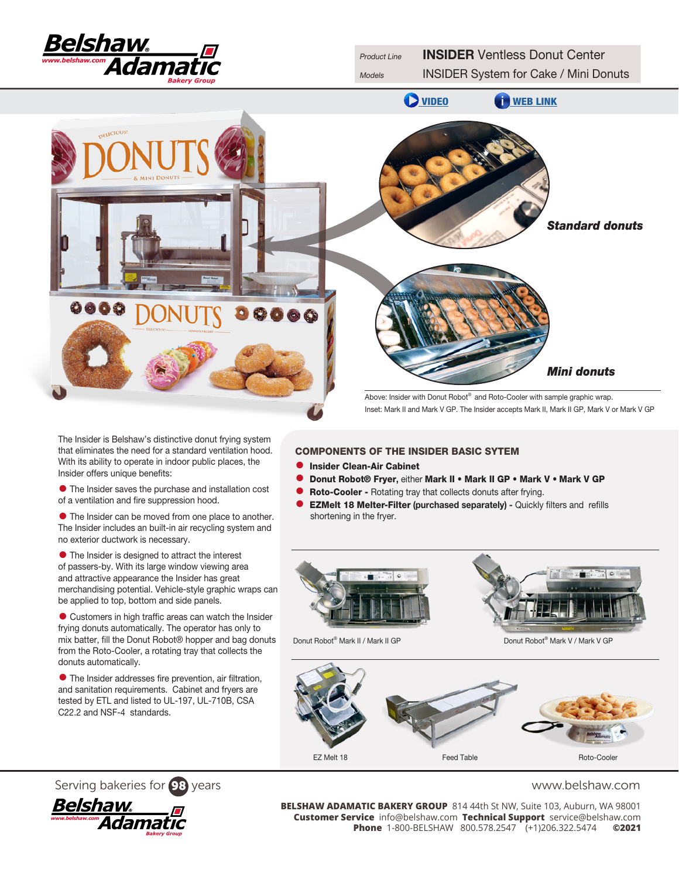| Product Line | **INSIDER** Ventless Donut Center |
| --- | --- |
| Models | INSIDER System for Cake / Mini Donuts |

VIDEO &nbsp;&nbsp; WEB LINK

***Standard donuts***

***Mini donuts***

Above: Insider with Donut Robot® and Roto-Cooler with sample graphic wrap.
Inset: Mark II and Mark V GP. The Insider accepts Mark II, Mark II GP, Mark V or Mark V GP

The Insider is Belshaw's distinctive donut frying system that eliminates the need for a standard ventilation hood. With its ability to operate in indoor public places, the Insider offers unique benefits:

- The Insider saves the purchase and installation cost of a ventilation and fire suppression hood.
- The Insider can be moved from one place to another. The Insider includes an built-in air recycling system and no exterior ductwork is necessary.
- The Insider is designed to attract the interest of passers-by. With its large window viewing area and attractive appearance the Insider has great merchandising potential. Vehicle-style graphic wraps can be applied to top, bottom and side panels.
- Customers in high traffic areas can watch the Insider frying donuts automatically. The operator has only to mix batter, fill the Donut Robot® hopper and bag donuts from the Roto-Cooler, a rotating tray that collects the donuts automatically.
- The Insider addresses fire prevention, air filtration, and sanitation requirements. Cabinet and fryers are tested by ETL and listed to UL-197, UL-710B, CSA C22.2 and NSF-4 standards.

## COMPONENTS OF THE INSIDER BASIC SYTEM

- **Insider Clean-Air Cabinet**
- **Donut Robot® Fryer,** either **Mark II • Mark II GP • Mark V • Mark V GP**
- **Roto-Cooler -** Rotating tray that collects donuts after frying.
- **EZMelt 18 Melter-Filter (purchased separately) -** Quickly filters and refills shortening in the fryer.

Donut Robot® Mark II / Mark II GP

Donut Robot® Mark V / Mark V GP

EZ Melt 18

Feed Table

Roto-Cooler

Serving bakeries for 98 years

www.belshaw.com

**BELSHAW ADAMATIC BAKERY GROUP** 814 44th St NW, Suite 103, Auburn, WA 98001
**Customer Service** info@belshaw.com **Technical Support** service@belshaw.com
**Phone** 1-800-BELSHAW 800.578.2547 (+1)206.322.5474 **©2021**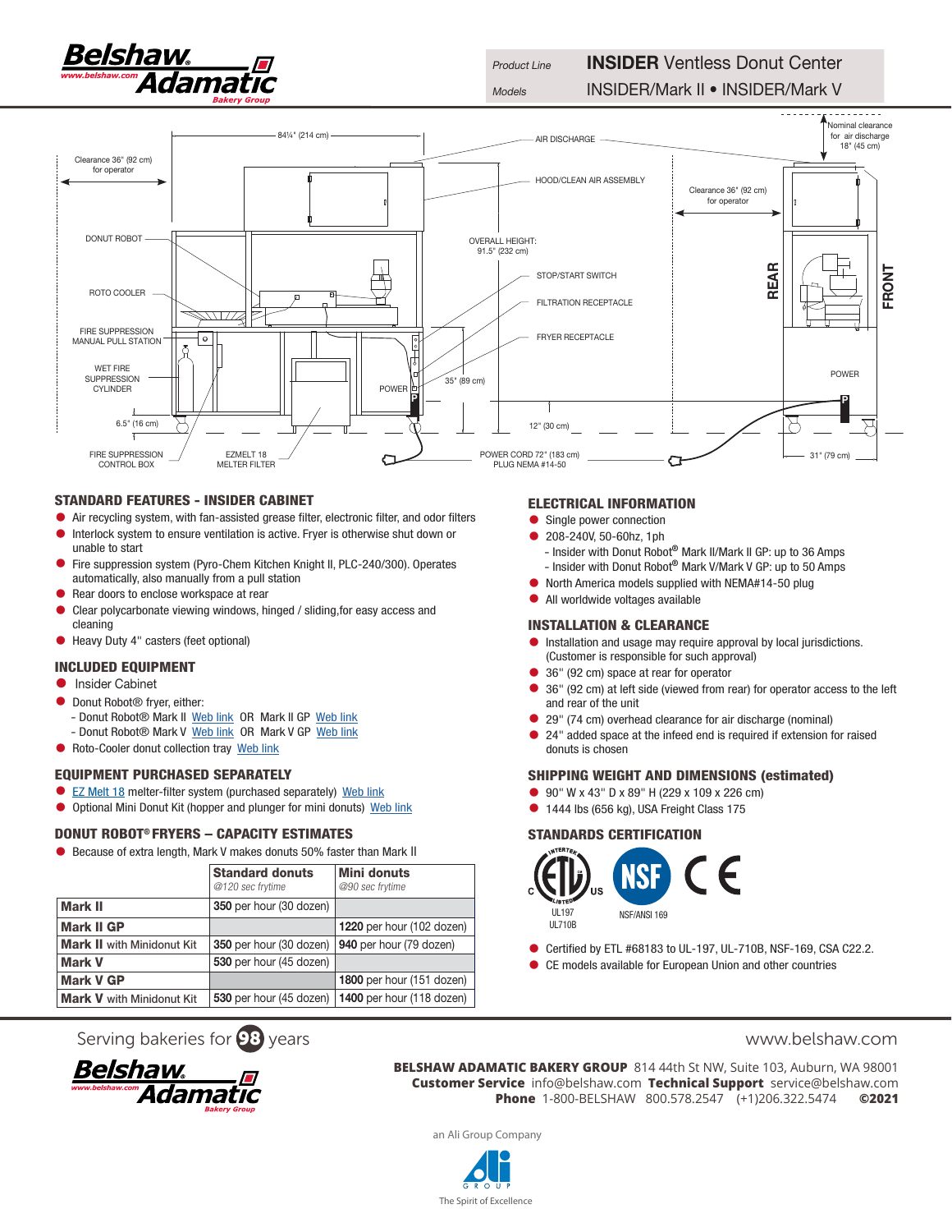Product Line **INSIDER** Ventless Donut Center

Models INSIDER/Mark II • INSIDER/Mark V

84¼" (214 cm)
AIR DISCHARGE
Nominal clearance for air discharge 18" (45 cm)
Clearance 36" (92 cm) for operator
HOOD/CLEAN AIR ASSEMBLY
Clearance 36" (92 cm) for operator
DONUT ROBOT
OVERALL HEIGHT: 91.5" (232 cm)
ROTO COOLER
STOP/START SWITCH
REAR
FRONT
FILTRATION RECEPTACLE
FIRE SUPPRESSION MANUAL PULL STATION
FRYER RECEPTACLE
WET FIRE SUPPRESSION CYLINDER
35" (89 cm)
POWER
POWER
6.5" (16 cm)
12" (30 cm)
FIRE SUPPRESSION CONTROL BOX
EZMELT 18 MELTER FILTER
POWER CORD 72" (183 cm) PLUG NEMA #14-50
31" (79 cm)

## STANDARD FEATURES - INSIDER CABINET

- Air recycling system, with fan-assisted grease filter, electronic filter, and odor filters
- Interlock system to ensure ventilation is active. Fryer is otherwise shut down or unable to start
- Fire suppression system (Pyro-Chem Kitchen Knight II, PLC-240/300). Operates automatically, also manually from a pull station
- Rear doors to enclose workspace at rear
- Clear polycarbonate viewing windows, hinged / sliding, for easy access and cleaning
- Heavy Duty 4" casters (feet optional)

## INCLUDED EQUIPMENT

- Insider Cabinet
- Donut Robot® fryer, either:
  - Donut Robot® Mark II Web link OR Mark II GP Web link
  - Donut Robot® Mark V Web link OR Mark V GP Web link
- Roto-Cooler donut collection tray Web link

## EQUIPMENT PURCHASED SEPARATELY

- EZ Melt 18 melter-filter system (purchased separately) Web link
- Optional Mini Donut Kit (hopper and plunger for mini donuts) Web link

## DONUT ROBOT® FRYERS – CAPACITY ESTIMATES

- Because of extra length, Mark V makes donuts 50% faster than Mark II

| | **Standard donuts** *@120 sec frytime* | **Mini donuts** *@90 sec frytime* |
|---|---|---|
| **Mark II** | **350** per hour (30 dozen) | |
| **Mark II GP** | | **1220** per hour (102 dozen) |
| **Mark II** with Minidonut Kit | **350** per hour (30 dozen) | **940** per hour (79 dozen) |
| **Mark V** | **530** per hour (45 dozen) | |
| **Mark V GP** | | **1800** per hour (151 dozen) |
| **Mark V** with Minidonut Kit | **530** per hour (45 dozen) | **1400** per hour (118 dozen) |

## ELECTRICAL INFORMATION

- Single power connection
- 208-240V, 50-60hz, 1ph
  - Insider with Donut Robot® Mark II/Mark II GP: up to 36 Amps
  - Insider with Donut Robot® Mark V/Mark V GP: up to 50 Amps
- North America models supplied with NEMA#14-50 plug
- All worldwide voltages available

## INSTALLATION & CLEARANCE

- Installation and usage may require approval by local jurisdictions. (Customer is responsible for such approval)
- 36" (92 cm) space at rear for operator
- 36" (92 cm) at left side (viewed from rear) for operator access to the left and rear of the unit
- 29" (74 cm) overhead clearance for air discharge (nominal)
- 24" added space at the infeed end is required if extension for raised donuts is chosen

## SHIPPING WEIGHT AND DIMENSIONS (estimated)

- 90" W x 43" D x 89" H (229 x 109 x 226 cm)
- 1444 lbs (656 kg), USA Freight Class 175

## STANDARDS CERTIFICATION

UL197
UL710B

NSF/ANSI 169

- Certified by ETL #68183 to UL-197, UL-710B, NSF-169, CSA C22.2.
- CE models available for European Union and other countries

Serving bakeries for 98 years

www.belshaw.com

**BELSHAW ADAMATIC BAKERY GROUP** 814 44th St NW, Suite 103, Auburn, WA 98001
**Customer Service** info@belshaw.com **Technical Support** service@belshaw.com
**Phone** 1-800-BELSHAW 800.578.2547 (+1)206.322.5474 **©2021**

an Ali Group Company

The Spirit of Excellence